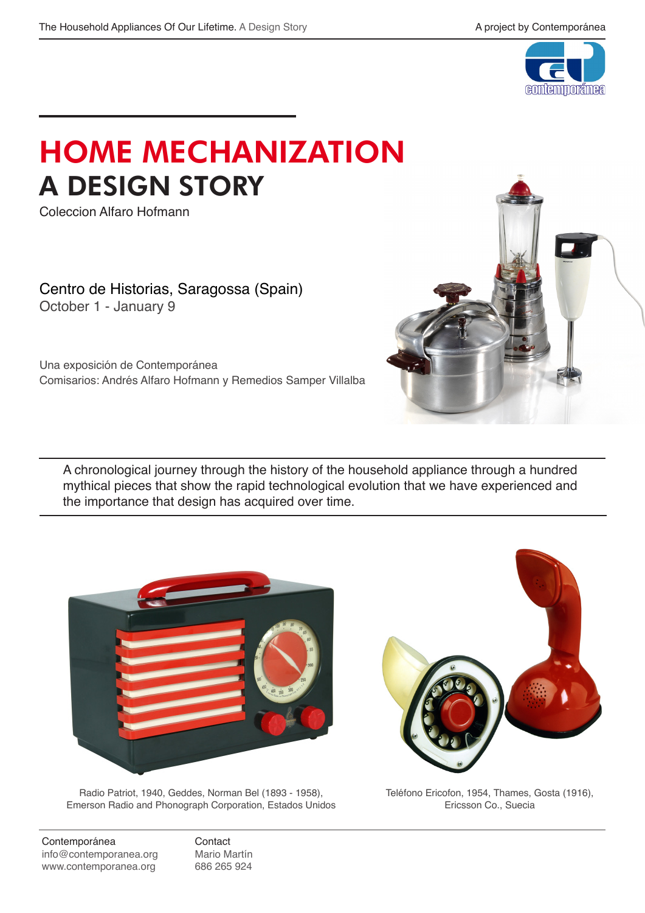# HOME MECHANIZATION

## A DESIGN STORY

Coleccion Alfaro Hofmann

Centro de Historias, Saragossa (Spain)
October 1 - January 9

Una exposición de Contemporánea
Comisarios: Andrés Alfaro Hofmann y Remedios Samper Villalba

A chronological journey through the history of the household appliance through a hundred mythical pieces that show the rapid technological evolution that we have experienced and the importance that design has acquired over time.

Radio Patriot, 1940, Geddes, Norman Bel (1893 - 1958), Emerson Radio and Phonograph Corporation, Estados Unidos

Teléfono Ericofon, 1954, Thames, Gosta (1916), Ericsson Co., Suecia

Contemporánea
info@contemporanea.org
www.contemporanea.org

Contact
Mario Martín
686 265 924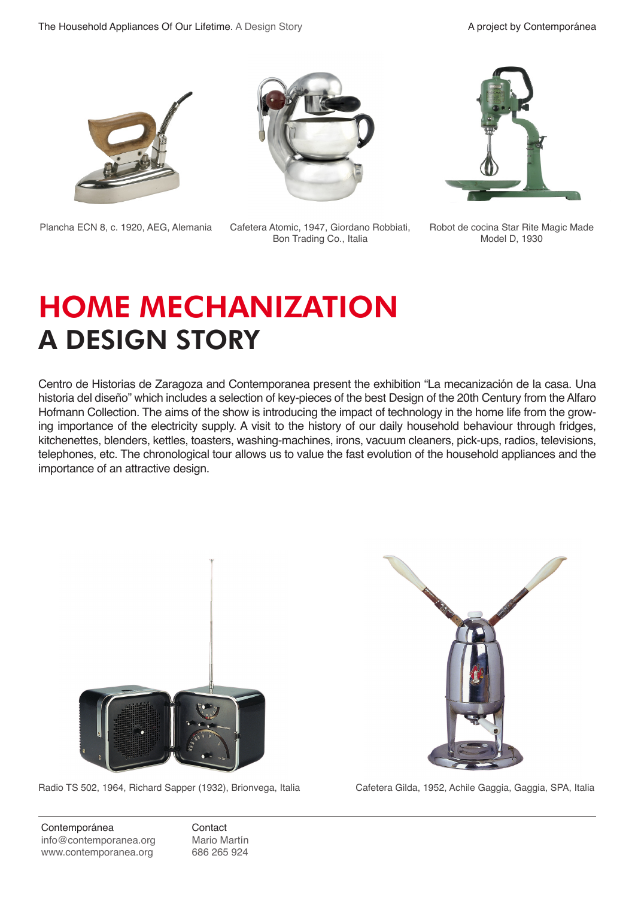Plancha ECN 8, c. 1920, AEG, Alemania

Cafetera Atomic, 1947, Giordano Robbiati, Bon Trading Co., Italia

Robot de cocina Star Rite Magic Made Model D, 1930

# HOME MECHANIZATION
## A DESIGN STORY

Centro de Historias de Zaragoza and Contemporanea present the exhibition “La mecanización de la casa. Una historia del diseño” which includes a selection of key-pieces of the best Design of the 20th Century from the Alfaro Hofmann Collection. The aims of the show is introducing the impact of technology in the home life from the growing importance of the electricity supply. A visit to the history of our daily household behaviour through fridges, kitchenettes, blenders, kettles, toasters, washing-machines, irons, vacuum cleaners, pick-ups, radios, televisions, telephones, etc. The chronological tour allows us to value the fast evolution of the household appliances and the importance of an attractive design.

Radio TS 502, 1964, Richard Sapper (1932), Brionvega, Italia

Cafetera Gilda, 1952, Achile Gaggia, Gaggia, SPA, Italia

Contemporánea
info@contemporanea.org
www.contemporanea.org

Contact
Mario Martín
686 265 924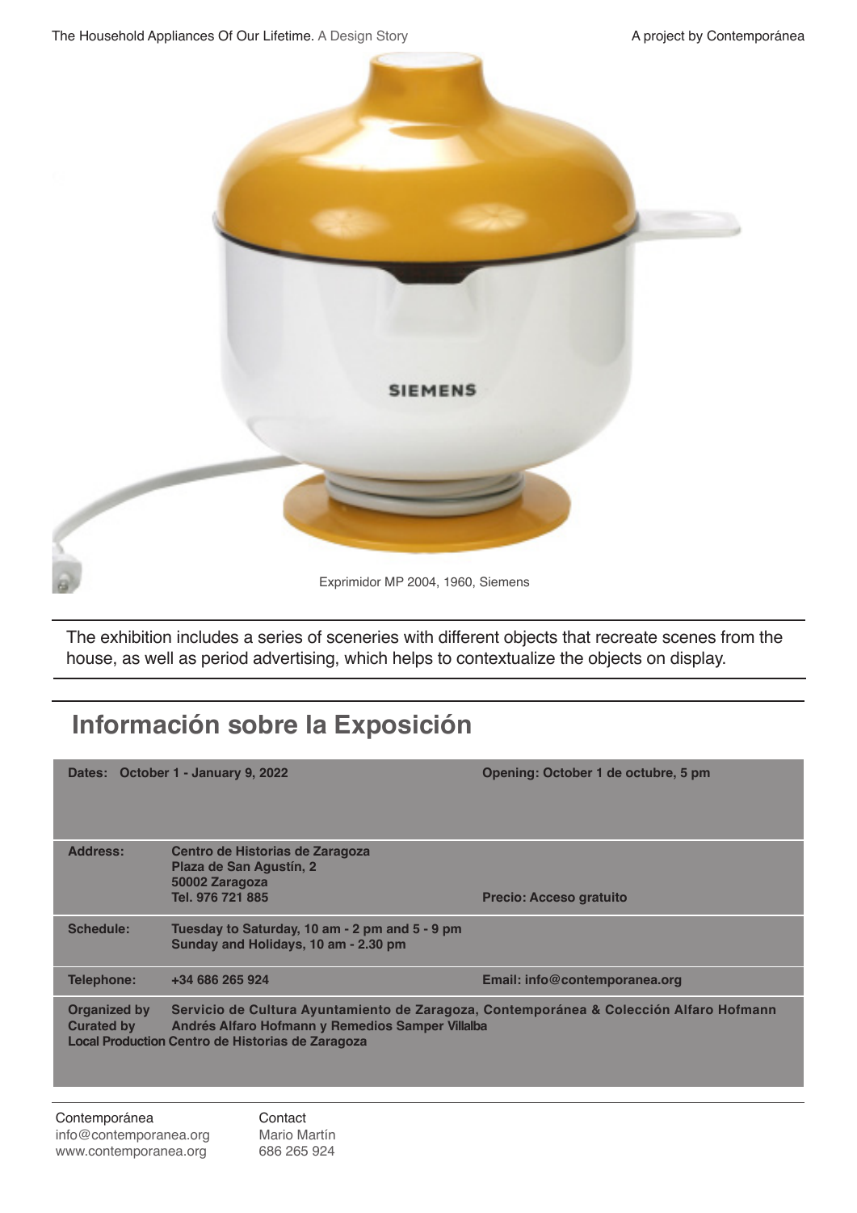Exprimidor MP 2004, 1960, Siemens

The exhibition includes a series of sceneries with different objects that recreate scenes from the house, as well as period advertising, which helps to contextualize the objects on display.

## Información sobre la Exposición

| | | |
|---|---|---|
| **Dates:** | **October 1 - January 9, 2022** | **Opening: October 1 de octubre, 5 pm** |
| **Address:** | **Centro de Historias de Zaragoza**<br>**Plaza de San Agustín, 2**<br>**50002 Zaragoza**<br>**Tel. 976 721 885** | **Precio: Acceso gratuito** |
| **Schedule:** | **Tuesday to Saturday, 10 am - 2 pm and 5 - 9 pm**<br>**Sunday and Holidays, 10 am - 2.30 pm** | |
| **Telephone:** | **+34 686 265 924** | **Email: info@contemporanea.org** |
| **Organized by**<br>**Curated by**<br>**Local Production** | **Servicio de Cultura Ayuntamiento de Zaragoza, Contemporánea & Colección Alfaro Hofmann**<br>**Andrés Alfaro Hofmann y Remedios Samper Villalba**<br>**Centro de Historias de Zaragoza** | |

Contemporánea
info@contemporanea.org
www.contemporanea.org

Contact
Mario Martín
686 265 924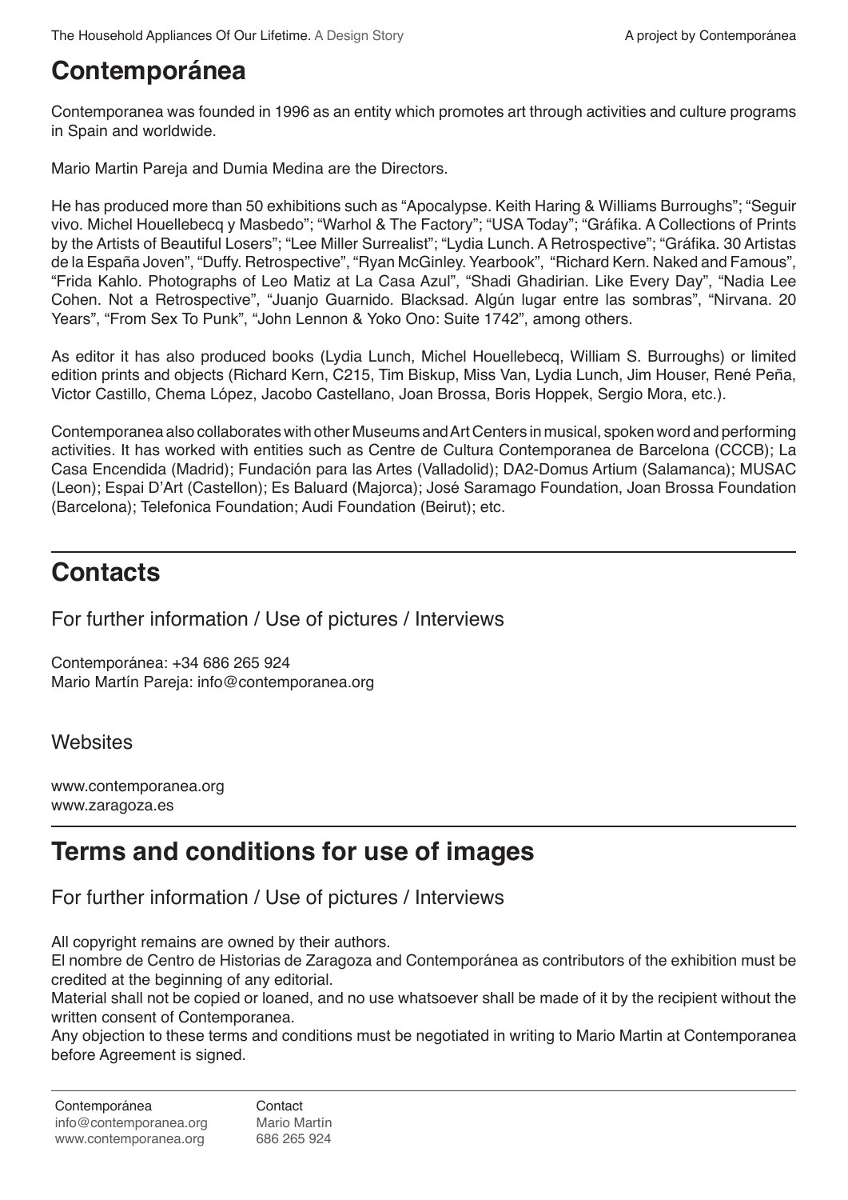## Contemporánea

Contemporanea was founded in 1996 as an entity which promotes art through activities and culture programs in Spain and worldwide.

Mario Martin Pareja and Dumia Medina are the Directors.

He has produced more than 50 exhibitions such as "Apocalypse. Keith Haring & Williams Burroughs"; "Seguir vivo. Michel Houellebecq y Masbedo"; "Warhol & The Factory"; "USA Today"; "Gráfika. A Collections of Prints by the Artists of Beautiful Losers"; "Lee Miller Surrealist"; "Lydia Lunch. A Retrospective"; "Gráfika. 30 Artistas de la España Joven", "Duffy. Retrospective", "Ryan McGinley. Yearbook", "Richard Kern. Naked and Famous", "Frida Kahlo. Photographs of Leo Matiz at La Casa Azul", "Shadi Ghadirian. Like Every Day", "Nadia Lee Cohen. Not a Retrospective", "Juanjo Guarnido. Blacksad. Algún lugar entre las sombras", "Nirvana. 20 Years", "From Sex To Punk", "John Lennon & Yoko Ono: Suite 1742", among others.

As editor it has also produced books (Lydia Lunch, Michel Houellebecq, William S. Burroughs) or limited edition prints and objects (Richard Kern, C215, Tim Biskup, Miss Van, Lydia Lunch, Jim Houser, René Peña, Victor Castillo, Chema López, Jacobo Castellano, Joan Brossa, Boris Hoppek, Sergio Mora, etc.).

Contemporanea also collaborates with other Museums and Art Centers in musical, spoken word and performing activities. It has worked with entities such as Centre de Cultura Contemporanea de Barcelona (CCCB); La Casa Encendida (Madrid); Fundación para las Artes (Valladolid); DA2-Domus Artium (Salamanca); MUSAC (Leon); Espai D'Art (Castellon); Es Baluard (Majorca); José Saramago Foundation, Joan Brossa Foundation (Barcelona); Telefonica Foundation; Audi Foundation (Beirut); etc.

## Contacts

### For further information / Use of pictures / Interviews

Contemporánea: +34 686 265 924
Mario Martín Pareja: info@contemporanea.org

### Websites

www.contemporanea.org
www.zaragoza.es

## Terms and conditions for use of images

### For further information / Use of pictures / Interviews

All copyright remains are owned by their authors.
El nombre de Centro de Historias de Zaragoza and Contemporánea as contributors of the exhibition must be credited at the beginning of any editorial.
Material shall not be copied or loaned, and no use whatsoever shall be made of it by the recipient without the written consent of Contemporanea.
Any objection to these terms and conditions must be negotiated in writing to Mario Martin at Contemporanea before Agreement is signed.

Contemporánea
info@contemporanea.org
www.contemporanea.org

Contact
Mario Martín
686 265 924